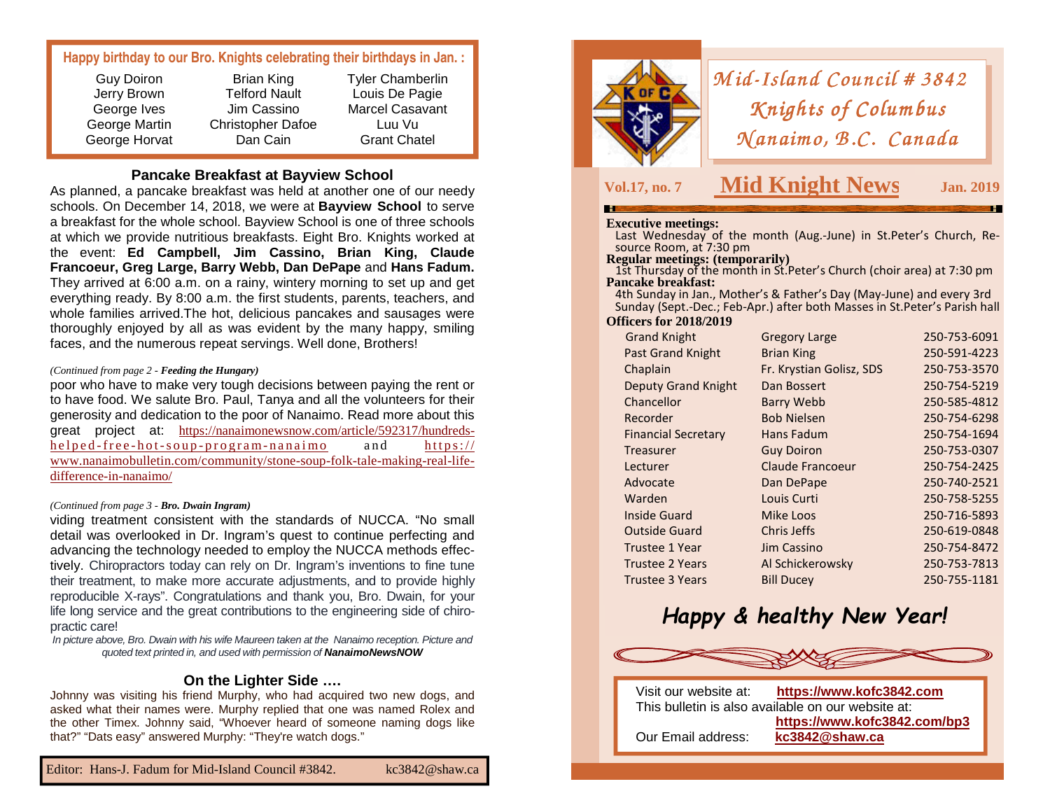# Mid-Island Council # 3842
## Knights of Columbus
## Nanaimo, B.C. Canada

**Vol.17, no. 7** — **Mid Knight News** — **Jan. 2019**

**Executive meetings:**
Last Wednesday of the month (Aug.-June) in St.Peter's Church, Resource Room, at 7:30 pm

**Regular meetings: (temporarily)**
1st Thursday of the month in St.Peter's Church (choir area) at 7:30 pm

**Pancake breakfast:**
4th Sunday in Jan., Mother's & Father's Day (May-June) and every 3rd Sunday (Sept.-Dec.; Feb-Apr.) after both Masses in St.Peter's Parish hall

**Officers for 2018/2019**

| Office | Name | Phone |
|---|---|---|
| Grand Knight | Gregory Large | 250-753-6091 |
| Past Grand Knight | Brian King | 250-591-4223 |
| Chaplain | Fr. Krystian Golisz, SDS | 250-753-3570 |
| Deputy Grand Knight | Dan Bossert | 250-754-5219 |
| Chancellor | Barry Webb | 250-585-4812 |
| Recorder | Bob Nielsen | 250-754-6298 |
| Financial Secretary | Hans Fadum | 250-754-1694 |
| Treasurer | Guy Doiron | 250-753-0307 |
| Lecturer | Claude Francoeur | 250-754-2425 |
| Advocate | Dan DePape | 250-740-2521 |
| Warden | Louis Curti | 250-758-5255 |
| Inside Guard | Mike Loos | 250-716-5893 |
| Outside Guard | Chris Jeffs | 250-619-0848 |
| Trustee 1 Year | Jim Cassino | 250-754-8472 |
| Trustee 2 Years | Al Schickerowsky | 250-753-7813 |
| Trustee 3 Years | Bill Ducey | 250-755-1181 |

***Happy & healthy New Year!***

Visit our website at: **https://www.kofc3842.com**
This bulletin is also available on our website at: **https://www.kofc3842.com/bp3**
Our Email address: **kc3842@shaw.ca**

---

**Happy birthday to our Bro. Knights celebrating their birthdays in Jan. :**

| | | |
|---|---|---|
| Guy Doiron | Brian King | Tyler Chamberlin |
| Jerry Brown | Telford Nault | Louis De Pagie |
| George Ives | Jim Cassino | Marcel Casavant |
| George Martin | Christopher Dafoe | Luu Vu |
| George Horvat | Dan Cain | Grant Chatel |

### Pancake Breakfast at Bayview School

As planned, a pancake breakfast was held at another one of our needy schools. On December 14, 2018, we were at **Bayview School** to serve a breakfast for the whole school. Bayview School is one of three schools at which we provide nutritious breakfasts. Eight Bro. Knights worked at the event: **Ed Campbell, Jim Cassino, Brian King, Claude Francoeur, Greg Large, Barry Webb, Dan DePape** and **Hans Fadum.** They arrived at 6:00 a.m. on a rainy, wintery morning to set up and get everything ready. By 8:00 a.m. the first students, parents, teachers, and whole families arrived.The hot, delicious pancakes and sausages were thoroughly enjoyed by all as was evident by the many happy, smiling faces, and the numerous repeat servings. Well done, Brothers!

*(Continued from page 2 - **Feeding the Hungary)***

poor who have to make very tough decisions between paying the rent or to have food. We salute Bro. Paul, Tanya and all the volunteers for their generosity and dedication to the poor of Nanaimo. Read more about this great project at: https://nanaimonewsnow.com/article/592317/hundreds-helped-free-hot-soup-program-nanaimo and https://www.nanaimobulletin.com/community/stone-soup-folk-tale-making-real-life-difference-in-nanaimo/

*(Continued from page 3 - **Bro. Dwain Ingram)***

viding treatment consistent with the standards of NUCCA. "No small detail was overlooked in Dr. Ingram's quest to continue perfecting and advancing the technology needed to employ the NUCCA methods effectively. Chiropractors today can rely on Dr. Ingram's inventions to fine tune their treatment, to make more accurate adjustments, and to provide highly reproducible X-rays". Congratulations and thank you, Bro. Dwain, for your life long service and the great contributions to the engineering side of chiropractic care!

*In picture above, Bro. Dwain with his wife Maureen taken at the Nanaimo reception. Picture and quoted text printed in, and used with permission of **NanaimoNewsNOW***

### On the Lighter Side ….

Johnny was visiting his friend Murphy, who had acquired two new dogs, and asked what their names were. Murphy replied that one was named Rolex and the other Timex. Johnny said, "Whoever heard of someone naming dogs like that?" "Dats easy" answered Murphy: "They're watch dogs."

Editor: Hans-J. Fadum for Mid-Island Council #3842. kc3842@shaw.ca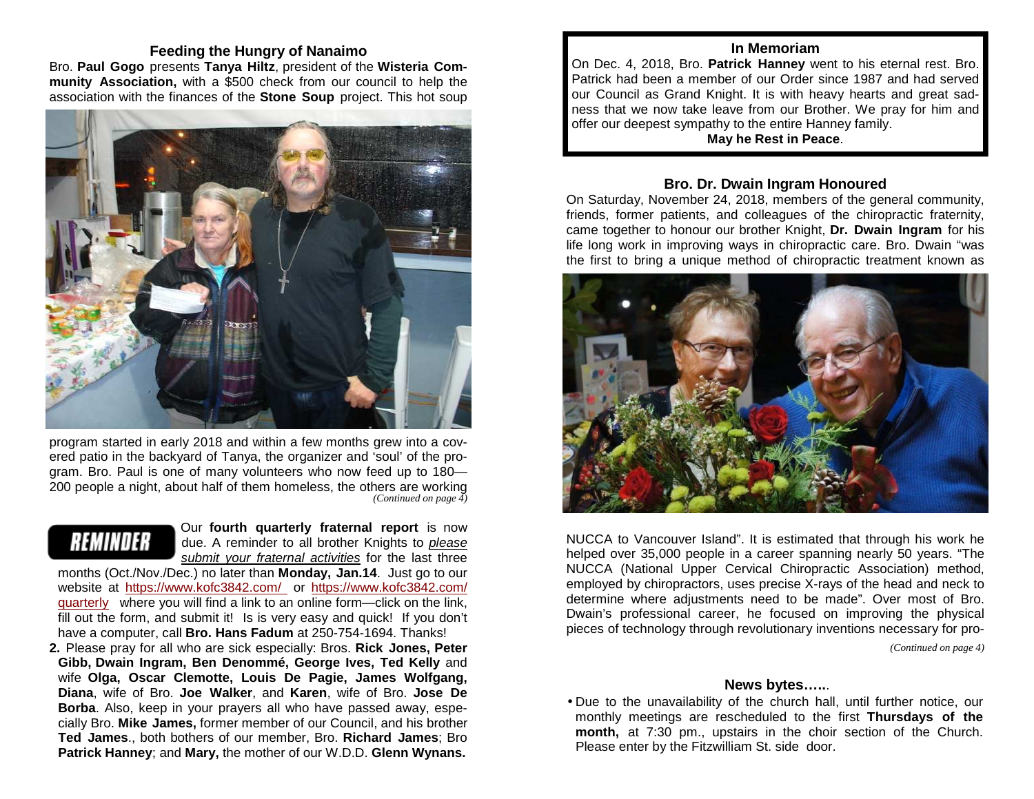## Feeding the Hungry of Nanaimo

Bro. **Paul Gogo** presents **Tanya Hiltz**, president of the **Wisteria Community Association,** with a $500 check from our council to help the association with the finances of the **Stone Soup** project. This hot soup program started in early 2018 and within a few months grew into a covered patio in the backyard of Tanya, the organizer and 'soul' of the program. Bro. Paul is one of many volunteers who now feed up to 180—200 people a night, about half of them homeless, the others are working

*(Continued on page 4)*

**REMINDER**

Our **fourth quarterly fraternal report** is now due. A reminder to all brother Knights to *please submit your fraternal activities* for the last three months (Oct./Nov./Dec.) no later than **Monday, Jan.14**. Just go to our website at https://www.kofc3842.com/ or https://www.kofc3842.com/quarterly where you will find a link to an online form—click on the link, fill out the form, and submit it! Is is very easy and quick! If you don't have a computer, call **Bro. Hans Fadum** at 250-754-1694. Thanks!

**2.** Please pray for all who are sick especially: Bros. **Rick Jones, Peter Gibb, Dwain Ingram, Ben Denommé, George Ives, Ted Kelly** and wife **Olga, Oscar Clemotte, Louis De Pagie, James Wolfgang, Diana**, wife of Bro. **Joe Walker**, and **Karen**, wife of Bro. **Jose De Borba**. Also, keep in your prayers all who have passed away, especially Bro. **Mike James,** former member of our Council, and his brother **Ted James**., both bothers of our member, Bro. **Richard James**; Bro **Patrick Hanney**; and **Mary,** the mother of our W.D.D. **Glenn Wynans.**

## In Memoriam

On Dec. 4, 2018, Bro. **Patrick Hanney** went to his eternal rest. Bro. Patrick had been a member of our Order since 1987 and had served our Council as Grand Knight. It is with heavy hearts and great sadness that we now take leave from our Brother. We pray for him and offer our deepest sympathy to the entire Hanney family.

**May he Rest in Peace**.

## Bro. Dr. Dwain Ingram Honoured

On Saturday, November 24, 2018, members of the general community, friends, former patients, and colleagues of the chiropractic fraternity, came together to honour our brother Knight, **Dr. Dwain Ingram** for his life long work in improving ways in chiropractic care. Bro. Dwain "was the first to bring a unique method of chiropractic treatment known as NUCCA to Vancouver Island". It is estimated that through his work he helped over 35,000 people in a career spanning nearly 50 years. "The NUCCA (National Upper Cervical Chiropractic Association) method, employed by chiropractors, uses precise X-rays of the head and neck to determine where adjustments need to be made". Over most of Bro. Dwain's professional career, he focused on improving the physical pieces of technology through revolutionary inventions necessary for pro-

*(Continued on page 4)*

## News bytes…...

- Due to the unavailability of the church hall, until further notice, our monthly meetings are rescheduled to the first **Thursdays of the month,** at 7:30 pm., upstairs in the choir section of the Church. Please enter by the Fitzwilliam St. side door.